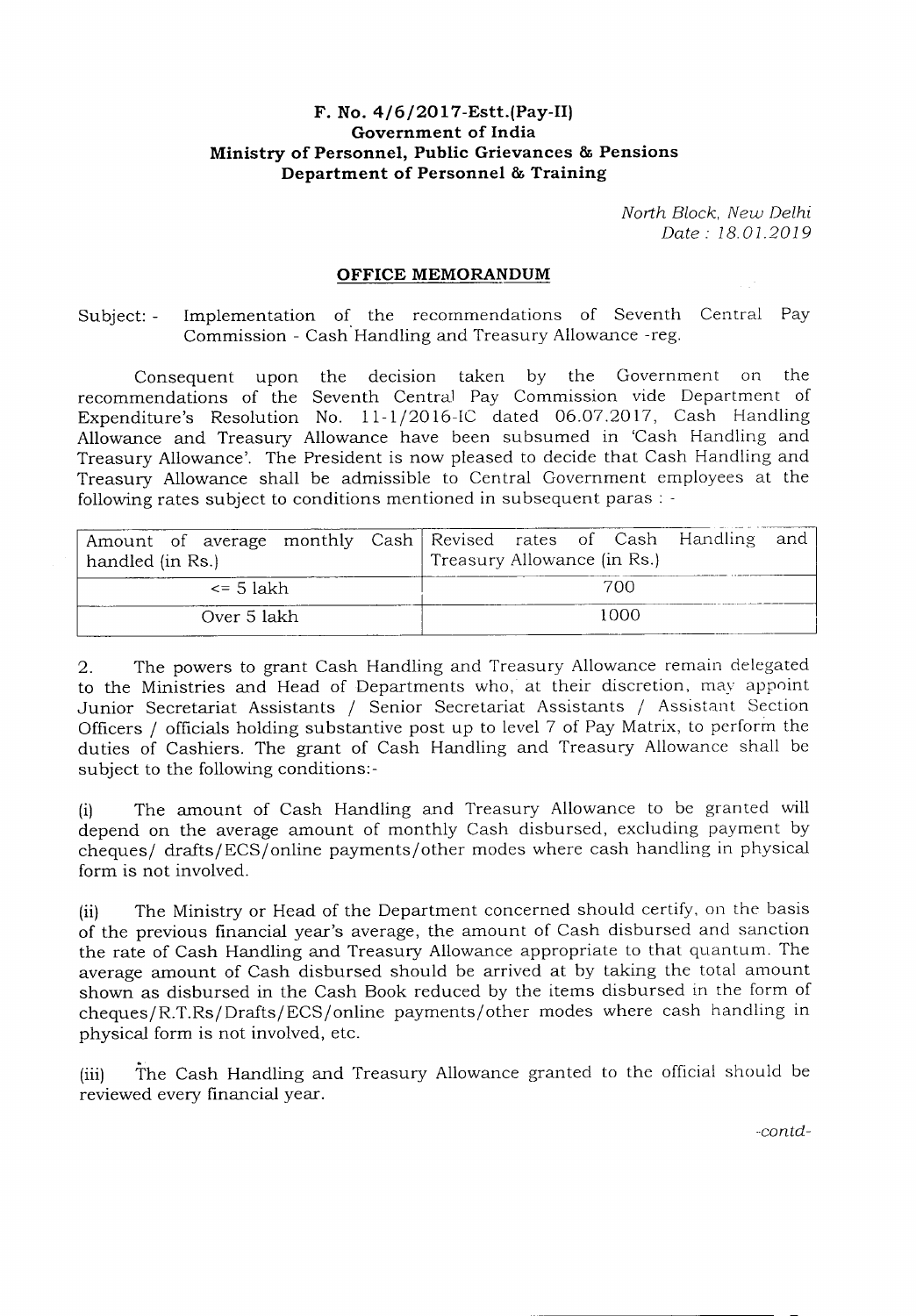**F. No. 4/6/2017-Estt.(Pay-II)**
**Government of India**
**Ministry of Personnel, Public Grievances & Pensions**
**Department of Personnel & Training**

*North Block, New Delhi*
*Date : 18.01.2019*

## OFFICE MEMORANDUM

Subject: - Implementation of the recommendations of Seventh Central Pay Commission - Cash Handling and Treasury Allowance -reg.

Consequent upon the decision taken by the Government on the recommendations of the Seventh Central Pay Commission vide Department of Expenditure's Resolution No. 11-1/2016-IC dated 06.07.2017, Cash Handling Allowance and Treasury Allowance have been subsumed in 'Cash Handling and Treasury Allowance'. The President is now pleased to decide that Cash Handling and Treasury Allowance shall be admissible to Central Government employees at the following rates subject to conditions mentioned in subsequent paras : -

| Amount of average monthly Cash handled (in Rs.) | Revised rates of Cash Handling and Treasury Allowance (in Rs.) |
|---|---|
| <= 5 lakh | 700 |
| Over 5 lakh | 1000 |

2. The powers to grant Cash Handling and Treasury Allowance remain delegated to the Ministries and Head of Departments who, at their discretion, may appoint Junior Secretariat Assistants / Senior Secretariat Assistants / Assistant Section Officers / officials holding substantive post up to level 7 of Pay Matrix, to perform the duties of Cashiers. The grant of Cash Handling and Treasury Allowance shall be subject to the following conditions:-

(i) The amount of Cash Handling and Treasury Allowance to be granted will depend on the average amount of monthly Cash disbursed, excluding payment by cheques/ drafts/ECS/online payments/other modes where cash handling in physical form is not involved.

(ii) The Ministry or Head of the Department concerned should certify, on the basis of the previous financial year's average, the amount of Cash disbursed and sanction the rate of Cash Handling and Treasury Allowance appropriate to that quantum. The average amount of Cash disbursed should be arrived at by taking the total amount shown as disbursed in the Cash Book reduced by the items disbursed in the form of cheques/R.T.Rs/Drafts/ECS/online payments/other modes where cash handling in physical form is not involved, etc.

(iii) The Cash Handling and Treasury Allowance granted to the official should be reviewed every financial year.

-contd-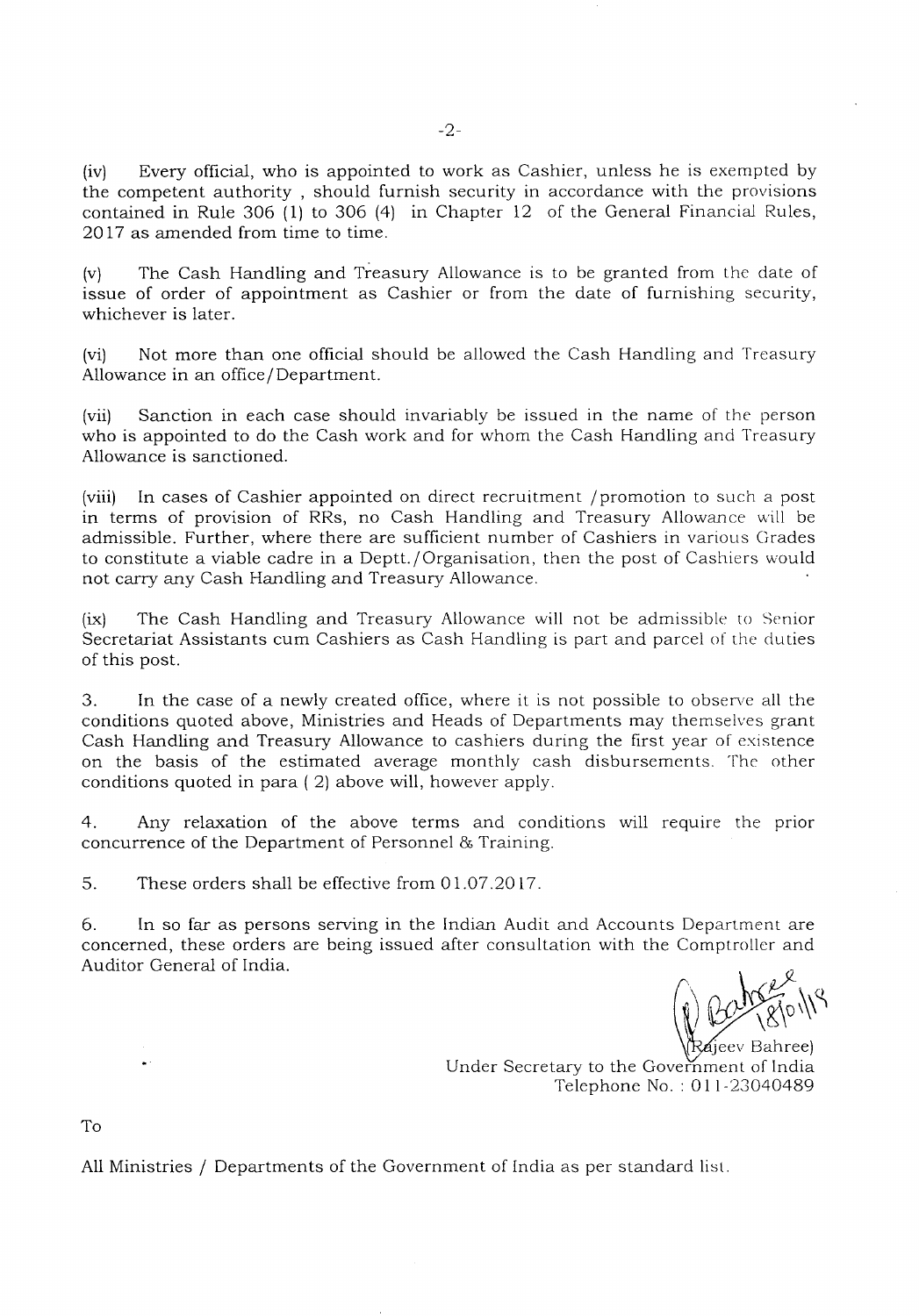(iv) Every official, who is appointed to work as Cashier, unless he is exempted by the competent authority , should furnish security in accordance with the provisions contained in Rule 306 (1) to 306 (4) in Chapter 12 of the General Financial Rules, 2017 as amended from time to time.

(v) The Cash Handling and Treasury Allowance is to be granted from the date of issue of order of appointment as Cashier or from the date of furnishing security, whichever is later.

(vi) Not more than one official should be allowed the Cash Handling and Treasury Allowance in an office/Department.

(vii) Sanction in each case should invariably be issued in the name of the person who is appointed to do the Cash work and for whom the Cash Handling and Treasury Allowance is sanctioned.

(viii) In cases of Cashier appointed on direct recruitment /promotion to such a post in terms of provision of RRs, no Cash Handling and Treasury Allowance will be admissible. Further, where there are sufficient number of Cashiers in various Grades to constitute a viable cadre in a Deptt./Organisation, then the post of Cashiers would not carry any Cash Handling and Treasury Allowance.

(ix) The Cash Handling and Treasury Allowance will not be admissible to Senior Secretariat Assistants cum Cashiers as Cash Handling is part and parcel of the duties of this post.

3. In the case of a newly created office, where it is not possible to observe all the conditions quoted above, Ministries and Heads of Departments may themselves grant Cash Handling and Treasury Allowance to cashiers during the first year of existence on the basis of the estimated average monthly cash disbursements. The other conditions quoted in para ( 2) above will, however apply.

4. Any relaxation of the above terms and conditions will require the prior concurrence of the Department of Personnel & Training.

5. These orders shall be effective from 01.07.2017.

6. In so far as persons serving in the Indian Audit and Accounts Department are concerned, these orders are being issued after consultation with the Comptroller and Auditor General of India.

18/01/18

(Rajeev Bahree)
Under Secretary to the Government of India
Telephone No. : 011-23040489

To

All Ministries / Departments of the Government of India as per standard list.